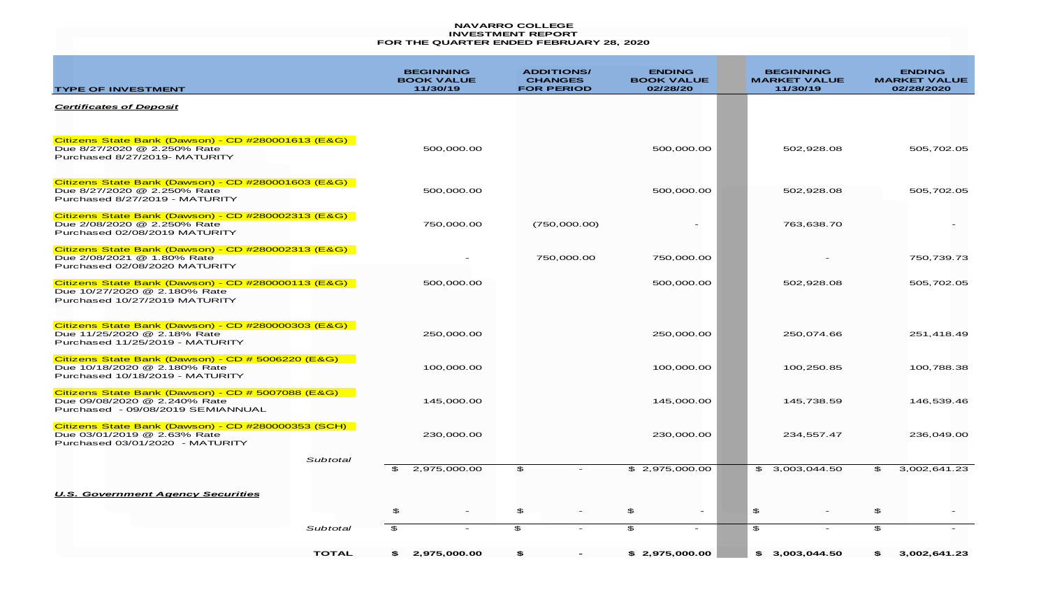**NAVARRO COLLEGE**
**INVESTMENT REPORT**
**FOR THE QUARTER ENDED FEBRUARY 28, 2020**

| TYPE OF INVESTMENT | BEGINNING BOOK VALUE 11/30/19 | ADDITIONS/ CHANGES FOR PERIOD | ENDING BOOK VALUE 02/28/20 | BEGINNING MARKET VALUE 11/30/19 | ENDING MARKET VALUE 02/28/2020 |
|---|---|---|---|---|---|
| ***Certificates of Deposit*** | | | | | |
| Citizens State Bank (Dawson) - CD #280001613 (E&G)<br>Due 8/27/2020 @ 2.250% Rate<br>Purchased 8/27/2019- MATURITY | 500,000.00 | | 500,000.00 | 502,928.08 | 505,702.05 |
| Citizens State Bank (Dawson) - CD #280001603 (E&G)<br>Due 8/27/2020 @ 2.250% Rate<br>Purchased 8/27/2019 - MATURITY | 500,000.00 | | 500,000.00 | 502,928.08 | 505,702.05 |
| Citizens State Bank (Dawson) - CD #280002313 (E&G)<br>Due 2/08/2020 @ 2.250% Rate<br>Purchased 02/08/2019 MATURITY | 750,000.00 | (750,000.00) | - | 763,638.70 | - |
| Citizens State Bank (Dawson) - CD #280002313 (E&G)<br>Due 2/08/2021 @ 1.80% Rate<br>Purchased 02/08/2020 MATURITY | - | 750,000.00 | 750,000.00 | - | 750,739.73 |
| Citizens State Bank (Dawson) - CD #280000113 (E&G)<br>Due 10/27/2020 @ 2.180% Rate<br>Purchased 10/27/2019 MATURITY | 500,000.00 | | 500,000.00 | 502,928.08 | 505,702.05 |
| Citizens State Bank (Dawson) - CD #280000303 (E&G)<br>Due 11/25/2020 @ 2.18% Rate<br>Purchased 11/25/2019 - MATURITY | 250,000.00 | | 250,000.00 | 250,074.66 | 251,418.49 |
| Citizens State Bank (Dawson) - CD # 5006220 (E&G)<br>Due 10/18/2020 @ 2.180% Rate<br>Purchased 10/18/2019 - MATURITY | 100,000.00 | | 100,000.00 | 100,250.85 | 100,788.38 |
| Citizens State Bank (Dawson) - CD # 5007088 (E&G)<br>Due 09/08/2020 @ 2.240% Rate<br>Purchased - 09/08/2019 SEMIANNUAL | 145,000.00 | | 145,000.00 | 145,738.59 | 146,539.46 |
| Citizens State Bank (Dawson) - CD #280000353 (SCH)<br>Due 03/01/2019 @ 2.63% Rate<br>Purchased 03/01/2020 - MATURITY | 230,000.00 | | 230,000.00 | 234,557.47 | 236,049.00 |
| *Subtotal* | $ 2,975,000.00 | $ - | $ 2,975,000.00 | $ 3,003,044.50 | $ 3,002,641.23 |
| ***U.S. Government Agency Securities*** | | | | | |
| | $ - | $ - | $ - | $ - | $ - |
| *Subtotal* | $ - | $ - | $ - | $ - | $ - |
| **TOTAL** | **$ 2,975,000.00** | **$ -** | **$ 2,975,000.00** | **$ 3,003,044.50** | **$ 3,002,641.23** |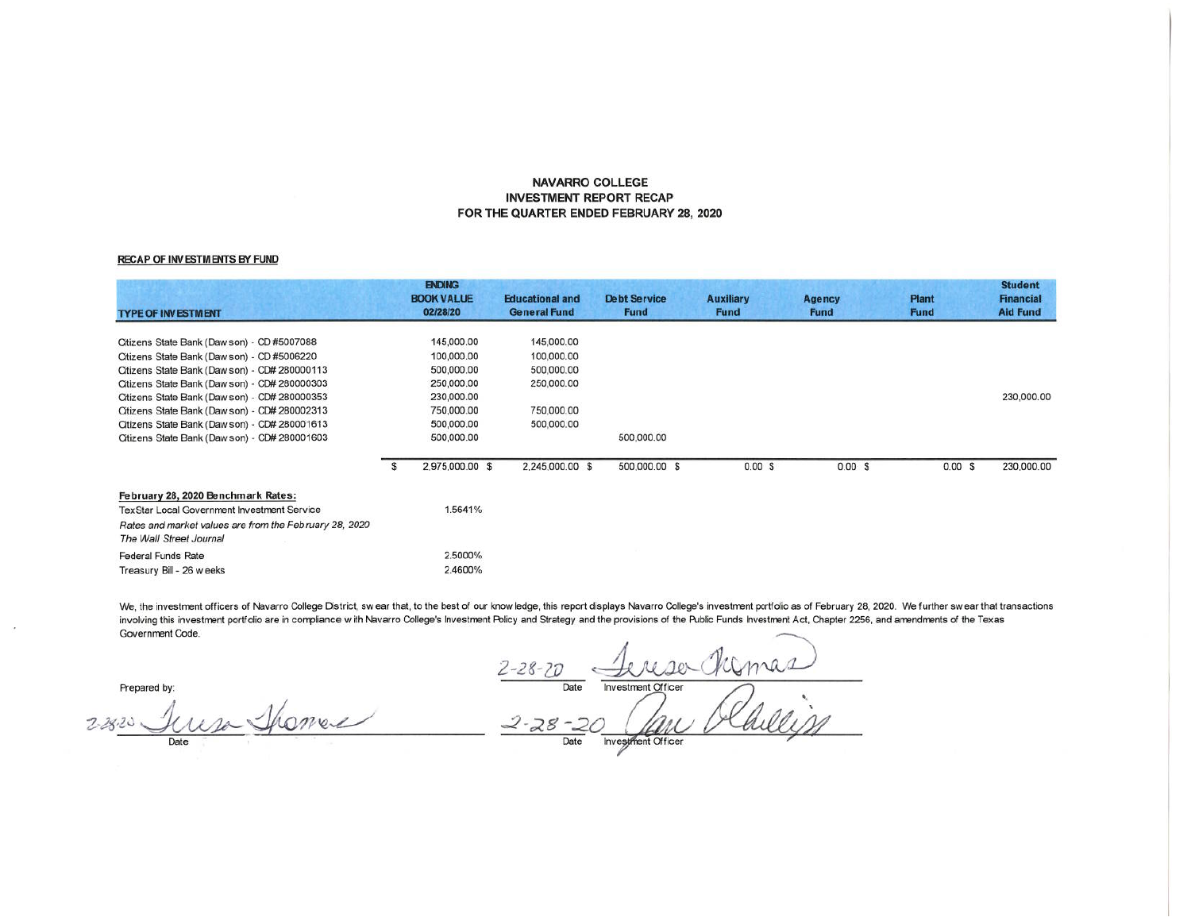# NAVARRO COLLEGE
## INVESTMENT REPORT RECAP
## FOR THE QUARTER ENDED FEBRUARY 28, 2020

**RECAP OF INVESTMENTS BY FUND**

| TYPE OF INVESTMENT | ENDING BOOK VALUE 02/28/20 | Educational and General Fund | Debt Service Fund | Auxiliary Fund | Agency Fund | Plant Fund | Student Financial Aid Fund |
|---|---|---|---|---|---|---|---|
| Citizens State Bank (Dawson) - CD #5007088 | 145,000.00 | 145,000.00 | | | | | |
| Citizens State Bank (Dawson) - CD #5006220 | 100,000.00 | 100,000.00 | | | | | |
| Citizens State Bank (Dawson) - CD# 280000113 | 500,000.00 | 500,000.00 | | | | | |
| Citizens State Bank (Dawson) - CD# 280000303 | 250,000.00 | 250,000.00 | | | | | |
| Citizens State Bank (Dawson) - CD# 280000353 | 230,000.00 | | | | | | 230,000.00 |
| Citizens State Bank (Dawson) - CD# 280002313 | 750,000.00 | 750,000.00 | | | | | |
| Citizens State Bank (Dawson) - CD# 280001613 | 500,000.00 | 500,000.00 | | | | | |
| Citizens State Bank (Dawson) - CD# 280001603 | 500,000.00 | | 500,000.00 | | | | |
| | $ 2,975,000.00 | $ 2,245,000.00 | $ 500,000.00 | $ 0.00 | $ 0.00 | $ 0.00 | $ 230,000.00 |

**February 28, 2020 Benchmark Rates:**

| | |
|---|---|
| TexStar Local Government Investment Service | 1.5641% |
| *Rates and market values are from the February 28, 2020 The Wall Street Journal* | |
| Federal Funds Rate | 2.5000% |
| Treasury Bill - 26 weeks | 2.4600% |

We, the investment officers of Navarro College District, swear that, to the best of our knowledge, this report displays Navarro College's investment portfolio as of February 28, 2020. We further swear that transactions involving this investment portfolio are in compliance with Navarro College's Investment Policy and Strategy and the provisions of the Public Funds Investment Act, Chapter 2256, and amendments of the Texas Government Code.

Prepared by:

2-28-20 Teresa Thomas
Date

2-28-20 Teresa Thomas
Date Investment Officer

2-28-20 Jan Phillips
Date Investment Officer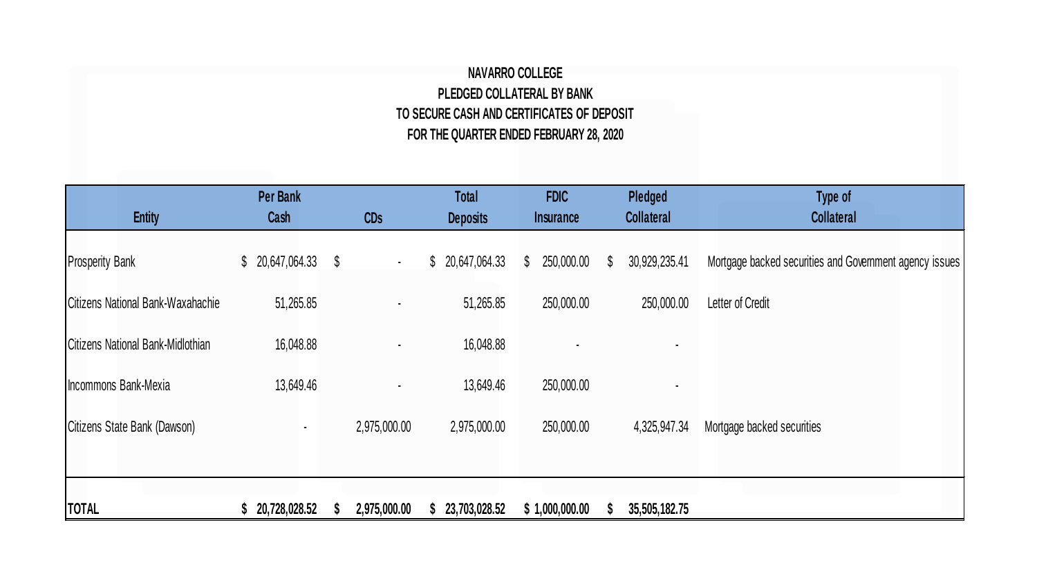**NAVARRO COLLEGE**
**PLEDGED COLLATERAL BY BANK**
**TO SECURE CASH AND CERTIFICATES OF DEPOSIT**
**FOR THE QUARTER ENDED FEBRUARY 28, 2020**

| Entity | Per Bank Cash | CDs | Total Deposits | FDIC Insurance | Pledged Collateral | Type of Collateral |
|---|---|---|---|---|---|---|
| Prosperity Bank | $ 20,647,064.33 | $ - | $ 20,647,064.33 | $ 250,000.00 | $ 30,929,235.41 | Mortgage backed securities and Government agency issues |
| Citizens National Bank-Waxahachie | 51,265.85 | - | 51,265.85 | 250,000.00 | 250,000.00 | Letter of Credit |
| Citizens National Bank-Midlothian | 16,048.88 | - | 16,048.88 | - | - | |
| Incommons Bank-Mexia | 13,649.46 | - | 13,649.46 | 250,000.00 | - | |
| Citizens State Bank (Dawson) | - | 2,975,000.00 | 2,975,000.00 | 250,000.00 | 4,325,947.34 | Mortgage backed securities |
| **TOTAL** | **$ 20,728,028.52** | **$ 2,975,000.00** | **$ 23,703,028.52** | **$ 1,000,000.00** | **$ 35,505,182.75** | |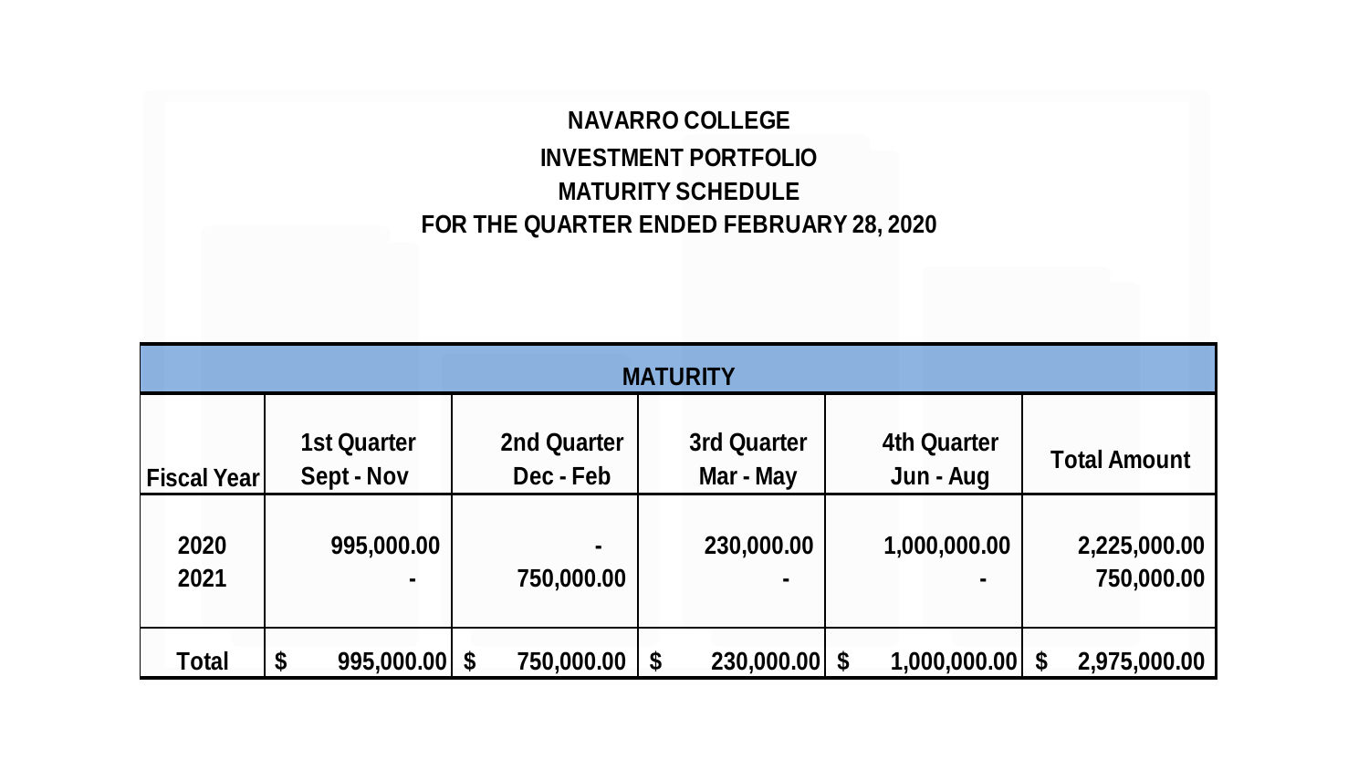**NAVARRO COLLEGE**

**INVESTMENT PORTFOLIO**

**MATURITY SCHEDULE**

**FOR THE QUARTER ENDED FEBRUARY 28, 2020**

| | MATURITY | | | | |
|---|---|---|---|---|---|
| Fiscal Year | 1st Quarter Sept - Nov | 2nd Quarter Dec - Feb | 3rd Quarter Mar - May | 4th Quarter Jun - Aug | Total Amount |
| 2020 | 995,000.00 | - | 230,000.00 | 1,000,000.00 | 2,225,000.00 |
| 2021 | - | 750,000.00 | - | - | 750,000.00 |
| Total | $ 995,000.00 | $ 750,000.00 | $ 230,000.00 | $ 1,000,000.00 | $ 2,975,000.00 |